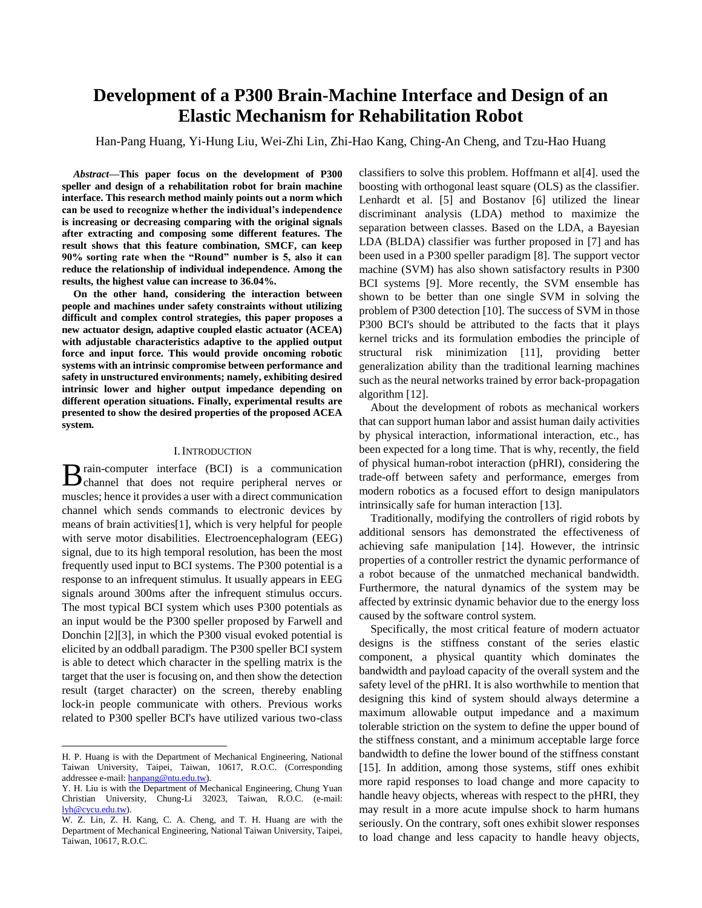# Development of a P300 Brain-Machine Interface and Design of an Elastic Mechanism for Rehabilitation Robot

Han-Pang Huang, Yi-Hung Liu, Wei-Zhi Lin, Zhi-Hao Kang, Ching-An Cheng, and Tzu-Hao Huang

***Abstract*—This paper focus on the development of P300 speller and design of a rehabilitation robot for brain machine interface. This research method mainly points out a norm which can be used to recognize whether the individual's independence is increasing or decreasing comparing with the original signals after extracting and composing some different features. The result shows that this feature combination, SMCF, can keep 90% sorting rate when the "Round" number is 5, also it can reduce the relationship of individual independence. Among the results, the highest value can increase to 36.04%.**

**On the other hand, considering the interaction between people and machines under safety constraints without utilizing difficult and complex control strategies, this paper proposes a new actuator design, adaptive coupled elastic actuator (ACEA) with adjustable characteristics adaptive to the applied output force and input force. This would provide oncoming robotic systems with an intrinsic compromise between performance and safety in unstructured environments; namely, exhibiting desired intrinsic lower and higher output impedance depending on different operation situations. Finally, experimental results are presented to show the desired properties of the proposed ACEA system.**

## I. Introduction

Brain-computer interface (BCI) is a communication channel that does not require peripheral nerves or muscles; hence it provides a user with a direct communication channel which sends commands to electronic devices by means of brain activities[1], which is very helpful for people with serve motor disabilities. Electroencephalogram (EEG) signal, due to its high temporal resolution, has been the most frequently used input to BCI systems. The P300 potential is a response to an infrequent stimulus. It usually appears in EEG signals around 300ms after the infrequent stimulus occurs. The most typical BCI system which uses P300 potentials as an input would be the P300 speller proposed by Farwell and Donchin [2][3], in which the P300 visual evoked potential is elicited by an oddball paradigm. The P300 speller BCI system is able to detect which character in the spelling matrix is the target that the user is focusing on, and then show the detection result (target character) on the screen, thereby enabling lock-in people communicate with others. Previous works related to P300 speller BCI's have utilized various two-class classifiers to solve this problem. Hoffmann et al[4]. used the boosting with orthogonal least square (OLS) as the classifier. Lenhardt et al. [5] and Bostanov [6] utilized the linear discriminant analysis (LDA) method to maximize the separation between classes. Based on the LDA, a Bayesian LDA (BLDA) classifier was further proposed in [7] and has been used in a P300 speller paradigm [8]. The support vector machine (SVM) has also shown satisfactory results in P300 BCI systems [9]. More recently, the SVM ensemble has shown to be better than one single SVM in solving the problem of P300 detection [10]. The success of SVM in those P300 BCI's should be attributed to the facts that it plays kernel tricks and its formulation embodies the principle of structural risk minimization [11], providing better generalization ability than the traditional learning machines such as the neural networks trained by error back-propagation algorithm [12].

About the development of robots as mechanical workers that can support human labor and assist human daily activities by physical interaction, informational interaction, etc., has been expected for a long time. That is why, recently, the field of physical human-robot interaction (pHRI), considering the trade-off between safety and performance, emerges from modern robotics as a focused effort to design manipulators intrinsically safe for human interaction [13].

Traditionally, modifying the controllers of rigid robots by additional sensors has demonstrated the effectiveness of achieving safe manipulation [14]. However, the intrinsic properties of a controller restrict the dynamic performance of a robot because of the unmatched mechanical bandwidth. Furthermore, the natural dynamics of the system may be affected by extrinsic dynamic behavior due to the energy loss caused by the software control system.

Specifically, the most critical feature of modern actuator designs is the stiffness constant of the series elastic component, a physical quantity which dominates the bandwidth and payload capacity of the overall system and the safety level of the pHRI. It is also worthwhile to mention that designing this kind of system should always determine a maximum allowable output impedance and a maximum tolerable striction on the system to define the upper bound of the stiffness constant, and a minimum acceptable large force bandwidth to define the lower bound of the stiffness constant [15]. In addition, among those systems, stiff ones exhibit more rapid responses to load change and more capacity to handle heavy objects, whereas with respect to the pHRI, they may result in a more acute impulse shock to harm humans seriously. On the contrary, soft ones exhibit slower responses to load change and less capacity to handle heavy objects,

---

H. P. Huang is with the Department of Mechanical Engineering, National Taiwan University, Taipei, Taiwan, 10617, R.O.C. (Corresponding addressee e-mail: hanpang@ntu.edu.tw).

Y. H. Liu is with the Department of Mechanical Engineering, Chung Yuan Christian University, Chung-Li 32023, Taiwan, R.O.C. (e-mail: lyh@cycu.edu.tw).

W. Z. Lin, Z. H. Kang, C. A. Cheng, and T. H. Huang are with the Department of Mechanical Engineering, National Taiwan University, Taipei, Taiwan, 10617, R.O.C.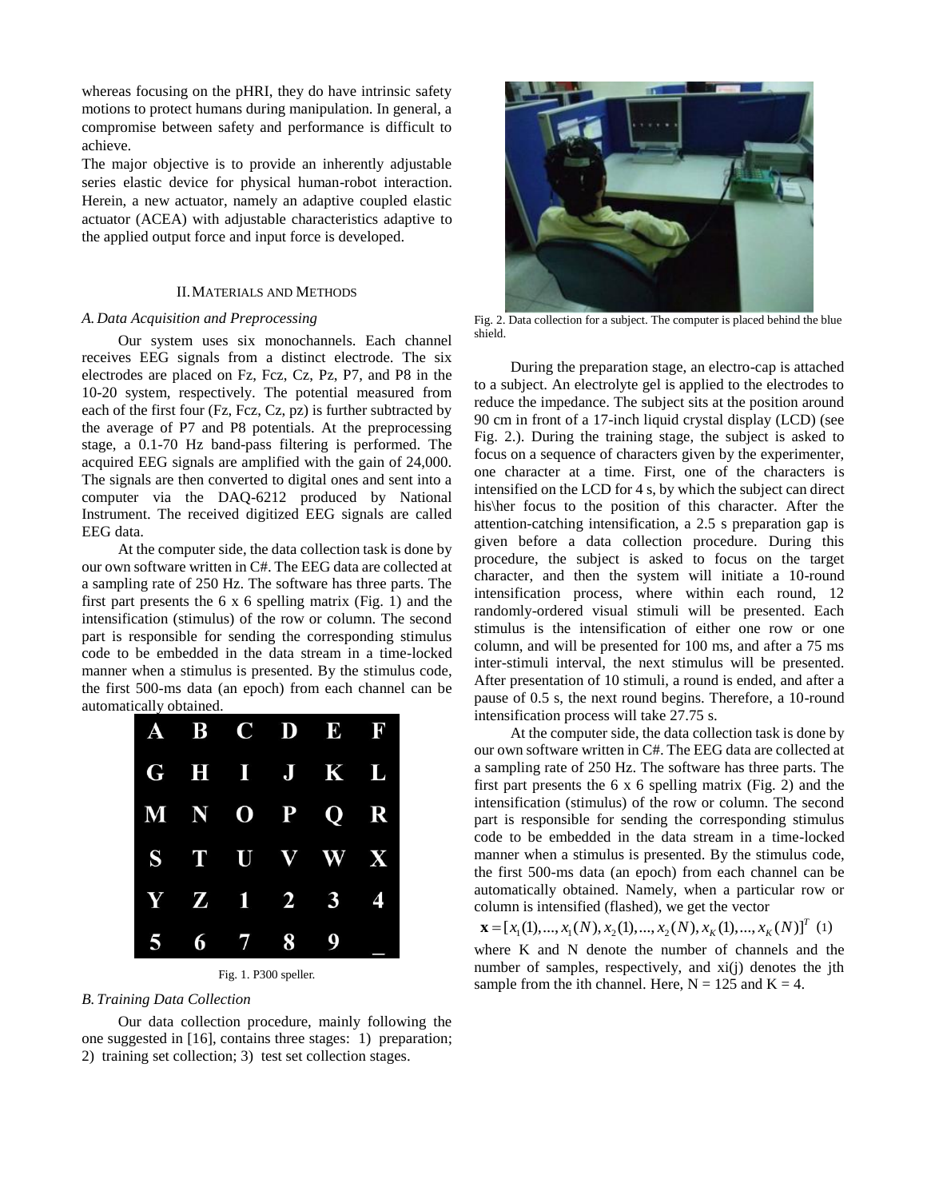whereas focusing on the pHRI, they do have intrinsic safety motions to protect humans during manipulation. In general, a compromise between safety and performance is difficult to achieve.

The major objective is to provide an inherently adjustable series elastic device for physical human-robot interaction. Herein, a new actuator, namely an adaptive coupled elastic actuator (ACEA) with adjustable characteristics adaptive to the applied output force and input force is developed.

## II. Materials and Methods

### A. Data Acquisition and Preprocessing

Our system uses six monochannels. Each channel receives EEG signals from a distinct electrode. The six electrodes are placed on Fz, Fcz, Cz, Pz, P7, and P8 in the 10-20 system, respectively. The potential measured from each of the first four (Fz, Fcz, Cz, pz) is further subtracted by the average of P7 and P8 potentials. At the preprocessing stage, a 0.1-70 Hz band-pass filtering is performed. The acquired EEG signals are amplified with the gain of 24,000. The signals are then converted to digital ones and sent into a computer via the DAQ-6212 produced by National Instrument. The received digitized EEG signals are called EEG data.

At the computer side, the data collection task is done by our own software written in C#. The EEG data are collected at a sampling rate of 250 Hz. The software has three parts. The first part presents the 6 x 6 spelling matrix (Fig. 1) and the intensification (stimulus) of the row or column. The second part is responsible for sending the corresponding stimulus code to be embedded in the data stream in a time-locked manner when a stimulus is presented. By the stimulus code, the first 500-ms data (an epoch) from each channel can be automatically obtained.

| | | | | | |
|---|---|---|---|---|---|
| A | B | C | D | E | F |
| G | H | I | J | K | L |
| M | N | O | P | Q | R |
| S | T | U | V | W | X |
| Y | Z | 1 | 2 | 3 | 4 |
| 5 | 6 | 7 | 8 | 9 | _ |

Fig. 1. P300 speller.

### B. Training Data Collection

Our data collection procedure, mainly following the one suggested in [16], contains three stages: 1) preparation; 2) training set collection; 3) test set collection stages.

Fig. 2. Data collection for a subject. The computer is placed behind the blue shield.

During the preparation stage, an electro-cap is attached to a subject. An electrolyte gel is applied to the electrodes to reduce the impedance. The subject sits at the position around 90 cm in front of a 17-inch liquid crystal display (LCD) (see Fig. 2.). During the training stage, the subject is asked to focus on a sequence of characters given by the experimenter, one character at a time. First, one of the characters is intensified on the LCD for 4 s, by which the subject can direct his\her focus to the position of this character. After the attention-catching intensification, a 2.5 s preparation gap is given before a data collection procedure. During this procedure, the subject is asked to focus on the target character, and then the system will initiate a 10-round intensification process, where within each round, 12 randomly-ordered visual stimuli will be presented. Each stimulus is the intensification of either one row or one column, and will be presented for 100 ms, and after a 75 ms inter-stimuli interval, the next stimulus will be presented. After presentation of 10 stimuli, a round is ended, and after a pause of 0.5 s, the next round begins. Therefore, a 10-round intensification process will take 27.75 s.

At the computer side, the data collection task is done by our own software written in C#. The EEG data are collected at a sampling rate of 250 Hz. The software has three parts. The first part presents the 6 x 6 spelling matrix (Fig. 2) and the intensification (stimulus) of the row or column. The second part is responsible for sending the corresponding stimulus code to be embedded in the data stream in a time-locked manner when a stimulus is presented. By the stimulus code, the first 500-ms data (an epoch) from each channel can be automatically obtained. Namely, when a particular row or column is intensified (flashed), we get the vector

$$\mathbf{x} = [x_1(1),...,x_1(N), x_2(1),...,x_2(N), x_K(1),...,x_K(N)]^T \quad (1)$$

where K and N denote the number of channels and the number of samples, respectively, and xi(j) denotes the jth sample from the ith channel. Here, N = 125 and K = 4.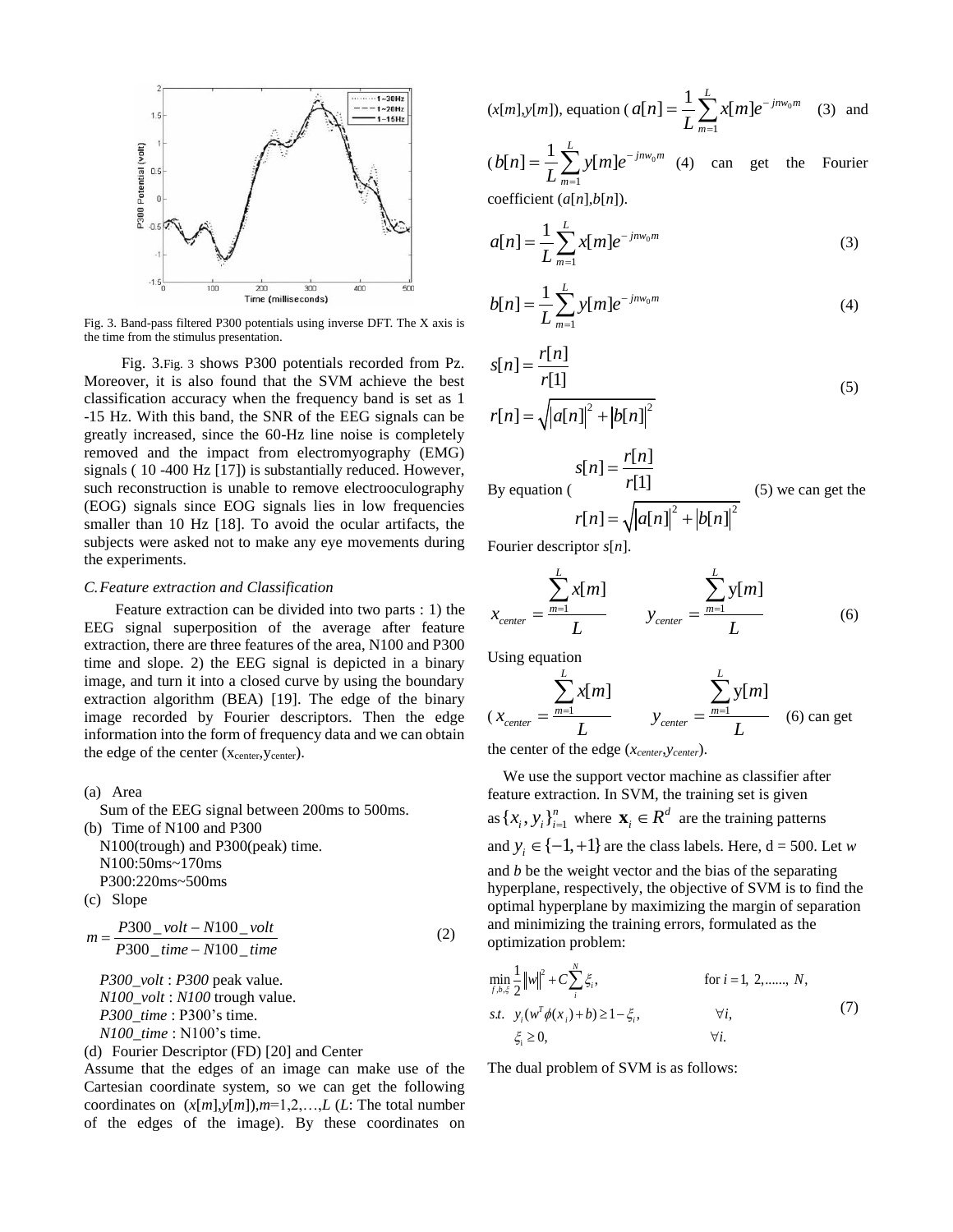1~30Hz
1~20Hz
1~15Hz
P300 Potential (volt)
Time (milliseconds)

Fig. 3. Band-pass filtered P300 potentials using inverse DFT. The X axis is the time from the stimulus presentation.

Fig. 3.Fig. 3 shows P300 potentials recorded from Pz. Moreover, it is also found that the SVM achieve the best classification accuracy when the frequency band is set as 1 -15 Hz. With this band, the SNR of the EEG signals can be greatly increased, since the 60-Hz line noise is completely removed and the impact from electromyography (EMG) signals ( 10 -400 Hz [17]) is substantially reduced. However, such reconstruction is unable to remove electrooculography (EOG) signals since EOG signals lies in low frequencies smaller than 10 Hz [18]. To avoid the ocular artifacts, the subjects were asked not to make any eye movements during the experiments.

### C. Feature extraction and Classification

Feature extraction can be divided into two parts : 1) the EEG signal superposition of the average after feature extraction, there are three features of the area, N100 and P300 time and slope. 2) the EEG signal is depicted in a binary image, and turn it into a closed curve by using the boundary extraction algorithm (BEA) [19]. The edge of the binary image recorded by Fourier descriptors. Then the edge information into the form of frequency data and we can obtain the edge of the center ($x_{center}$,$y_{center}$).

(a) Area
Sum of the EEG signal between 200ms to 500ms.

(b) Time of N100 and P300
N100(trough) and P300(peak) time.
N100:50ms~170ms
P300:220ms~500ms

(c) Slope

$$m = \frac{P300\_volt - N100\_volt}{P300\_time - N100\_time} \tag{2}$$

*P300_volt* : *P300* peak value.
*N100_volt* : *N100* trough value.
*P300_time* : P300's time.
*N100_time* : N100's time.

(d) Fourier Descriptor (FD) [20] and Center

Assume that the edges of an image can make use of the Cartesian coordinate system, so we can get the following coordinates on $(x[m],y[m]), m=1,2,\ldots,L$ ($L$: The total number of the edges of the image). By these coordinates on ($x[m]$,$y[m]$), equation ( $a[n] = \frac{1}{L}\sum_{m=1}^{L} x[m]e^{-jnw_0 m}$ (3) and ( $b[n] = \frac{1}{L}\sum_{m=1}^{L} y[m]e^{-jnw_0 m}$ (4) can get the Fourier coefficient ($a[n]$,$b[n]$).

$$a[n] = \frac{1}{L}\sum_{m=1}^{L} x[m]e^{-jnw_0 m} \tag{3}$$

$$b[n] = \frac{1}{L}\sum_{m=1}^{L} y[m]e^{-jnw_0 m} \tag{4}$$

$$s[n] = \frac{r[n]}{r[1]} \qquad r[n] = \sqrt{|a[n]|^2 + |b[n]|^2} \tag{5}$$

By equation ( $s[n] = \frac{r[n]}{r[1]}$, $r[n] = \sqrt{|a[n]|^2 + |b[n]|^2}$ (5) we can get the Fourier descriptor $s[n]$.

$$x_{center} = \frac{\sum_{m=1}^{L} x[m]}{L} \qquad y_{center} = \frac{\sum_{m=1}^{L} y[m]}{L} \tag{6}$$

Using equation ( $x_{center} = \frac{\sum_{m=1}^{L} x[m]}{L}$ $y_{center} = \frac{\sum_{m=1}^{L} y[m]}{L}$ (6) can get the center of the edge ($x_{center}$,$y_{center}$).

We use the support vector machine as classifier after feature extraction. In SVM, the training set is given as $\{x_i, y_i\}_{i=1}^{n}$ where $\mathbf{x}_i \in R^d$ are the training patterns and $y_i \in \{-1,+1\}$ are the class labels. Here, d = 500. Let $w$ and $b$ be the weight vector and the bias of the separating hyperplane, respectively, the objective of SVM is to find the optimal hyperplane by maximizing the margin of separation and minimizing the training errors, formulated as the optimization problem:

$$\begin{aligned} &\min_{f,b,\xi} \frac{1}{2}\|w\|^2 + C\sum_{i}^{N} \xi_i, && \text{for } i = 1,\ 2, \ldots\ldots,\ N, \\ &s.t.\ \ y_i(w^T\phi(x_i) + b) \geq 1 - \xi_i, && \forall i, \\ &\qquad \xi_i \geq 0, && \forall i. \end{aligned} \tag{7}$$

The dual problem of SVM is as follows: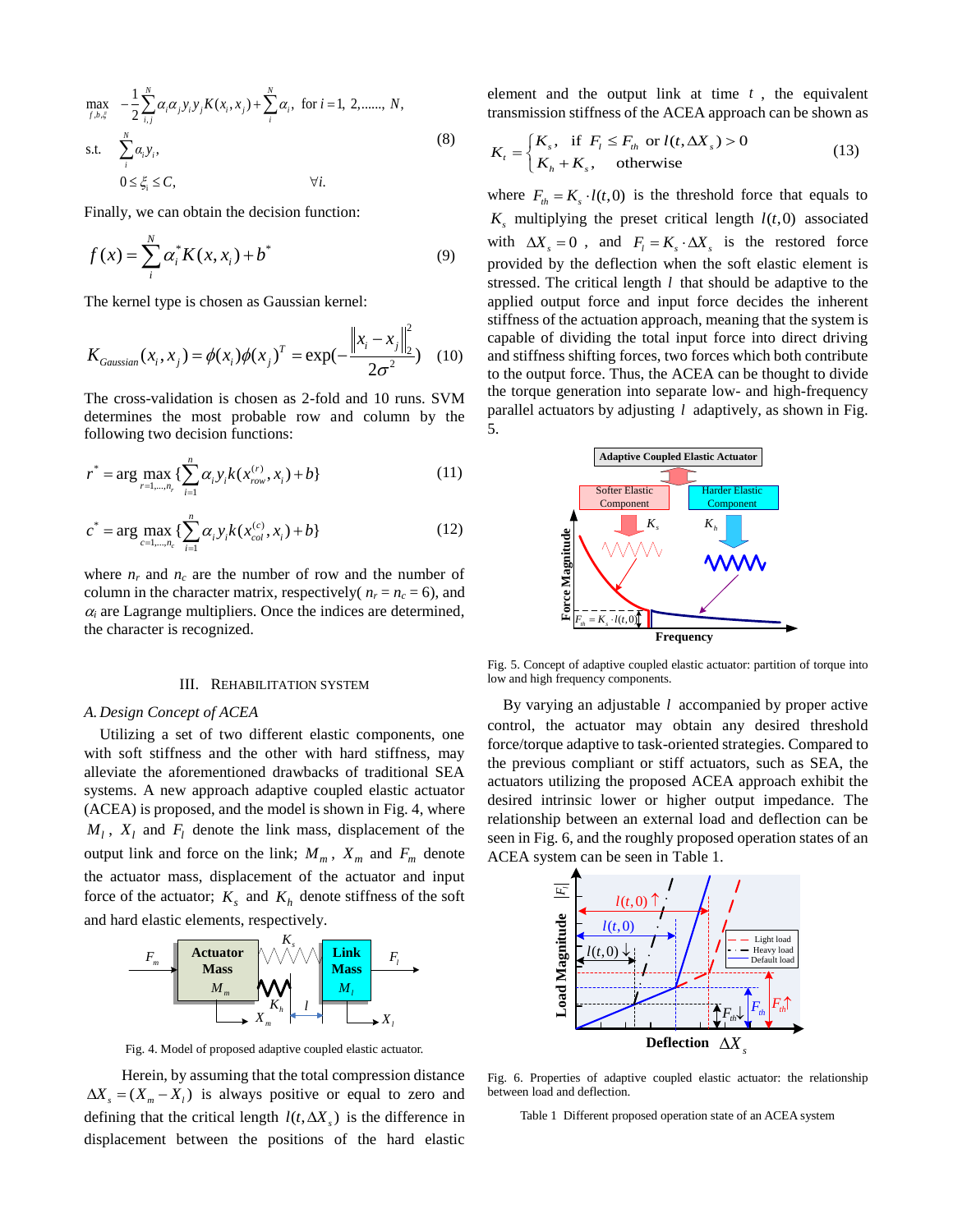$$\max_{f,b,\xi} \quad -\frac{1}{2}\sum_{i,j}^{N}\alpha_i\alpha_j y_i y_j K(x_i,x_j)+\sum_{i}^{N}\alpha_i, \quad \text{for } i=1,\ 2,\ldots\ldots,\ N,$$

$$\text{s.t.} \quad \sum_{i}^{N}\alpha_i y_i, \tag{8}$$

$$0\le\xi_i\le C, \qquad \forall i.$$

Finally, we can obtain the decision function:

$$f(x)=\sum_{i}^{N}\alpha_i^* K(x,x_i)+b^* \tag{9}$$

The kernel type is chosen as Gaussian kernel:

$$K_{Gaussian}(x_i,x_j)=\phi(x_i)\phi(x_j)^T=\exp\left(-\frac{\left\|x_i-x_j\right\|_2^2}{2\sigma^2}\right) \tag{10}$$

The cross-validation is chosen as 2-fold and 10 runs. SVM determines the most probable row and column by the following two decision functions:

$$r^*=\arg\max_{r=1,\ldots,n_r}\left\{\sum_{i=1}^{n}\alpha_i y_i k(x_{row}^{(r)},x_i)+b\right\} \tag{11}$$

$$c^*=\arg\max_{c=1,\ldots,n_c}\left\{\sum_{i=1}^{n}\alpha_i y_i k(x_{col}^{(c)},x_i)+b\right\} \tag{12}$$

where $n_r$ and $n_c$ are the number of row and the number of column in the character matrix, respectively( $n_r = n_c = 6$), and $\alpha_i$ are Lagrange multipliers. Once the indices are determined, the character is recognized.

## III. Rehabilitation System

### A. Design Concept of ACEA

Utilizing a set of two different elastic components, one with soft stiffness and the other with hard stiffness, may alleviate the aforementioned drawbacks of traditional SEA systems. A new approach adaptive coupled elastic actuator (ACEA) is proposed, and the model is shown in Fig. 4, where $M_l$, $X_l$ and $F_l$ denote the link mass, displacement of the output link and force on the link; $M_m$, $X_m$ and $F_m$ denote the actuator mass, displacement of the actuator and input force of the actuator; $K_s$ and $K_h$ denote stiffness of the soft and hard elastic elements, respectively.

Fig. 4. Model of proposed adaptive coupled elastic actuator.

Herein, by assuming that the total compression distance $\Delta X_s=(X_m-X_l)$ is always positive or equal to zero and defining that the critical length $l(t,\Delta X_s)$ is the difference in displacement between the positions of the hard elastic element and the output link at time $t$, the equivalent transmission stiffness of the ACEA approach can be shown as

$$K_t=\begin{cases}K_s, & \text{if } F_l\le F_{th} \text{ or } l(t,\Delta X_s)>0\\ K_h+K_s, & \text{otherwise}\end{cases} \tag{13}$$

where $F_{th}=K_s\cdot l(t,0)$ is the threshold force that equals to $K_s$ multiplying the preset critical length $l(t,0)$ associated with $\Delta X_s=0$, and $F_l=K_s\cdot\Delta X_s$ is the restored force provided by the deflection when the soft elastic element is stressed. The critical length $l$ that should be adaptive to the applied output force and input force decides the inherent stiffness of the actuation approach, meaning that the system is capable of dividing the total input force into direct driving and stiffness shifting forces, two forces which both contribute to the output force. Thus, the ACEA can be thought to divide the torque generation into separate low- and high-frequency parallel actuators by adjusting $l$ adaptively, as shown in Fig. 5.

Fig. 5. Concept of adaptive coupled elastic actuator: partition of torque into low and high frequency components.

By varying an adjustable $l$ accompanied by proper active control, the actuator may obtain any desired threshold force/torque adaptive to task-oriented strategies. Compared to the previous compliant or stiff actuators, such as SEA, the actuators utilizing the proposed ACEA approach exhibit the desired intrinsic lower or higher output impedance. The relationship between an external load and deflection can be seen in Fig. 6, and the roughly proposed operation states of an ACEA system can be seen in Table 1.

Fig. 6. Properties of adaptive coupled elastic actuator: the relationship between load and deflection.

Table 1 Different proposed operation state of an ACEA system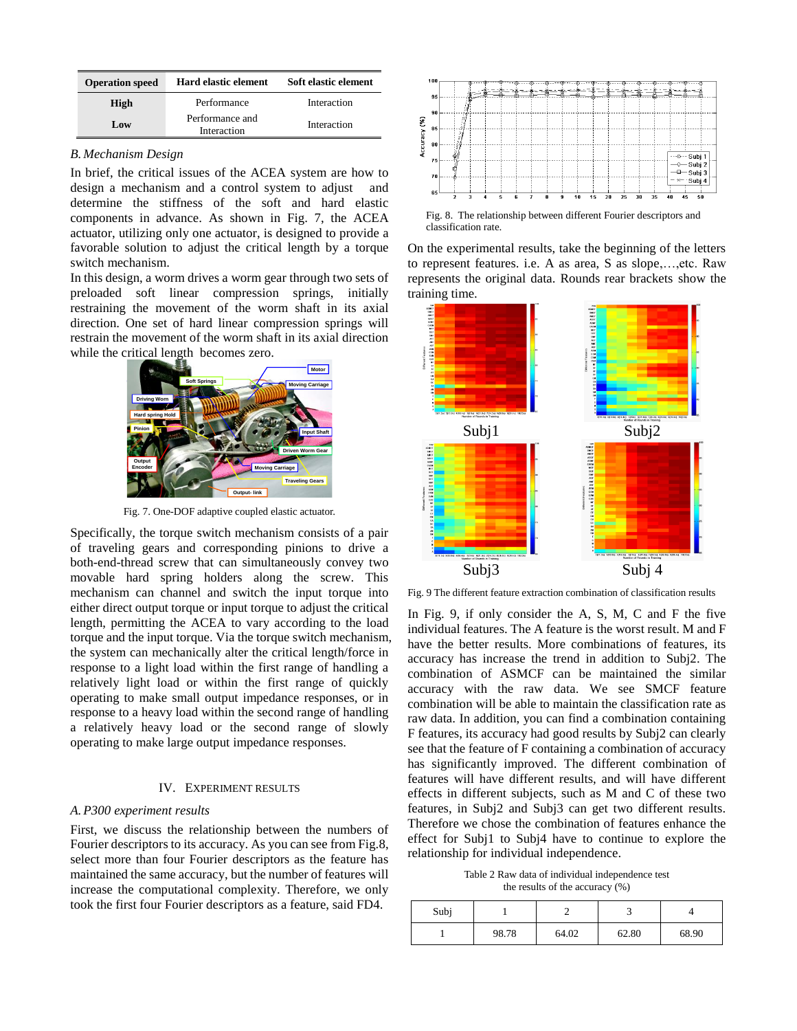| Operation speed | Hard elastic element | Soft elastic element |
|---|---|---|
| High | Performance | Interaction |
| Low | Performance and Interaction | Interaction |

### *B. Mechanism Design*

In brief, the critical issues of the ACEA system are how to design a mechanism and a control system to adjust and determine the stiffness of the soft and hard elastic components in advance. As shown in Fig. 7, the ACEA actuator, utilizing only one actuator, is designed to provide a favorable solution to adjust the critical length by a torque switch mechanism.

In this design, a worm drives a worm gear through two sets of preloaded soft linear compression springs, initially restraining the movement of the worm shaft in its axial direction. One set of hard linear compression springs will restrain the movement of the worm shaft in its axial direction while the critical length becomes zero.

Motor
Soft Springs
Moving Carriage
Driving Worm
Hard spring Hold
Pinion
Input Shaft
Driven Worm Gear
Output Encoder
Moving Carriage
Traveling Gears
Output- link

Fig. 7. One-DOF adaptive coupled elastic actuator.

Specifically, the torque switch mechanism consists of a pair of traveling gears and corresponding pinions to drive a both-end-thread screw that can simultaneously convey two movable hard spring holders along the screw. This mechanism can channel and switch the input torque into either direct output torque or input torque to adjust the critical length, permitting the ACEA to vary according to the load torque and the input torque. Via the torque switch mechanism, the system can mechanically alter the critical length/force in response to a light load within the first range of handling a relatively light load or within the first range of quickly operating to make small output impedance responses, or in response to a heavy load within the second range of handling a relatively heavy load or the second range of slowly operating to make large output impedance responses.

## IV. Experiment Results

### *A. P300 experiment results*

First, we discuss the relationship between the numbers of Fourier descriptors to its accuracy. As you can see from Fig.8, select more than four Fourier descriptors as the feature has maintained the same accuracy, but the number of features will increase the computational complexity. Therefore, we only took the first four Fourier descriptors as a feature, said FD4.

Accuracy (%)
100
95
90
85
80
75
70
65
2 3 4 5 6 7 8 9 10 15 20 25 30 35 40 45 50
Subj 1
Subj 2
Subj 3
Subj 4

Fig. 8. The relationship between different Fourier descriptors and classification rate.

On the experimental results, take the beginning of the letters to represent features. i.e. A as area, S as slope,…,etc. Raw represents the original data. Rounds rear brackets show the training time.

Subj1
Subj2
Subj3
Subj 4

Fig. 9 The different feature extraction combination of classification results

In Fig. 9, if only consider the A, S, M, C and F the five individual features. The A feature is the worst result. M and F have the better results. More combinations of features, its accuracy has increase the trend in addition to Subj2. The combination of ASMCF can be maintained the similar accuracy with the raw data. We see SMCF feature combination will be able to maintain the classification rate as raw data. In addition, you can find a combination containing F features, its accuracy had good results by Subj2 can clearly see that the feature of F containing a combination of accuracy has significantly improved. The different combination of features will have different results, and will have different effects in different subjects, such as M and C of these two features, in Subj2 and Subj3 can get two different results. Therefore we chose the combination of features enhance the effect for Subj1 to Subj4 have to continue to explore the relationship for individual independence.

Table 2 Raw data of individual independence test the results of the accuracy (%)

| Subj | 1 | 2 | 3 | 4 |
|---|---|---|---|---|
| 1 | 98.78 | 64.02 | 62.80 | 68.90 |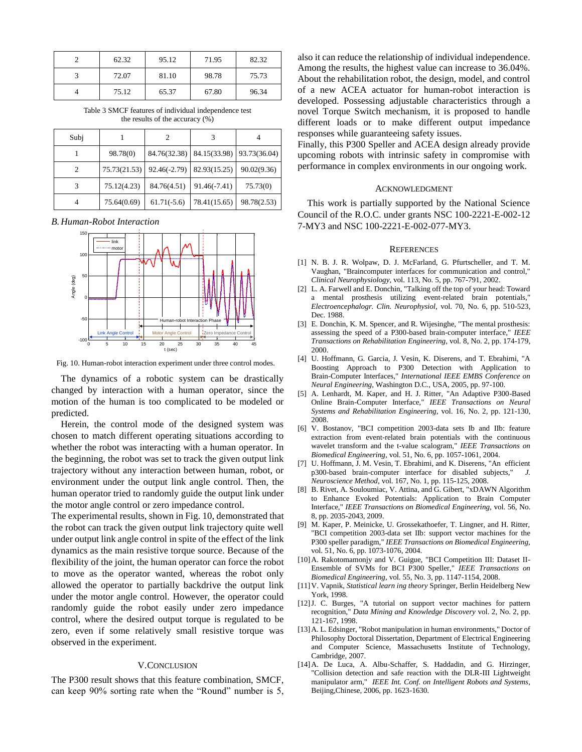| 2 | 62.32 | 95.12 | 71.95 | 82.32 |
|---|---|---|---|---|
| 3 | 72.07 | 81.10 | 98.78 | 75.73 |
| 4 | 75.12 | 65.37 | 67.80 | 96.34 |

Table 3 SMCF features of individual independence test the results of the accuracy (%)

| Subj | 1 | 2 | 3 | 4 |
|---|---|---|---|---|
| 1 | 98.78(0) | 84.76(32.38) | 84.15(33.98) | 93.73(36.04) |
| 2 | 75.73(21.53) | 92.46(-2.79) | 82.93(15.25) | 90.02(9.36) |
| 3 | 75.12(4.23) | 84.76(4.51) | 91.46(-7.41) | 75.73(0) |
| 4 | 75.64(0.69) | 61.71(-5.6) | 78.41(15.65) | 98.78(2.53) |

### *B. Human-Robot Interaction*

Fig. 10. Human-robot interaction experiment under three control modes.

The dynamics of a robotic system can be drastically changed by interaction with a human operator, since the motion of the human is too complicated to be modeled or predicted.

Herein, the control mode of the designed system was chosen to match different operating situations according to whether the robot was interacting with a human operator. In the beginning, the robot was set to track the given output link trajectory without any interaction between human, robot, or environment under the output link angle control. Then, the human operator tried to randomly guide the output link under the motor angle control or zero impedance control.

The experimental results, shown in Fig. 10, demonstrated that the robot can track the given output link trajectory quite well under output link angle control in spite of the effect of the link dynamics as the main resistive torque source. Because of the flexibility of the joint, the human operator can force the robot to move as the operator wanted, whereas the robot only allowed the operator to partially backdrive the output link under the motor angle control. However, the operator could randomly guide the robot safely under zero impedance control, where the desired output torque is regulated to be zero, even if some relatively small resistive torque was observed in the experiment.

## V. Conclusion

The P300 result shows that this feature combination, SMCF, can keep 90% sorting rate when the "Round" number is 5, also it can reduce the relationship of individual independence. Among the results, the highest value can increase to 36.04%. About the rehabilitation robot, the design, model, and control of a new ACEA actuator for human-robot interaction is developed. Possessing adjustable characteristics through a novel Torque Switch mechanism, it is proposed to handle different loads or to make different output impedance responses while guaranteeing safety issues.

Finally, this P300 Speller and ACEA design already provide upcoming robots with intrinsic safety in compromise with performance in complex environments in our ongoing work.

## Acknowledgment

This work is partially supported by the National Science Council of the R.O.C. under grants NSC 100-2221-E-002-127-MY3 and NSC 100-2221-E-002-077-MY3.

## References

[1] N. B. J. R. Wolpaw, D. J. McFarland, G. Pfurtscheller, and T. M. Vaughan, "Braincomputer interfaces for communication and control," *Clinical Neurophysiology*, vol. 113, No. 5, pp. 767-791, 2002.

[2] L. A. Farwell and E. Donchin, "Talking off the top of your head: Toward a mental prosthesis utilizing event-related brain potentials," *Electroencephalogr. Clin. Neurophysiol*, vol. 70, No. 6, pp. 510-523, Dec. 1988.

[3] E. Donchin, K. M. Spencer, and R. Wijesinghe, "The mental prosthesis: assessing the speed of a P300-based brain-computer interface," *IEEE Transactions on Rehabilitation Engineering*, vol. 8, No. 2, pp. 174-179, 2000.

[4] U. Hoffmann, G. Garcia, J. Vesin, K. Diserens, and T. Ebrahimi, "A Boosting Approach to P300 Detection with Application to Brain-Computer Interfaces," *International IEEE EMBS Conference on Neural Engineering*, Washington D.C., USA, 2005, pp. 97-100.

[5] A. Lenhardt, M. Kaper, and H. J. Ritter, "An Adaptive P300-Based Online Brain-Computer Interface," *IEEE Transactions on Neural Systems and Rehabilitation Engineering*, vol. 16, No. 2, pp. 121-130, 2008.

[6] V. Bostanov, "BCI competition 2003-data sets Ib and IIb: feature extraction from event-related brain potentials with the continuous wavelet transform and the t-value scalogram," *IEEE Transactions on Biomedical Engineering*, vol. 51, No. 6, pp. 1057-1061, 2004.

[7] U. Hoffmann, J. M. Vesin, T. Ebrahimi, and K. Diserens, "An efficient p300-based brain-computer interface for disabled subjects," *J. Neuroscience Method*, vol. 167, No. 1, pp. 115-125, 2008.

[8] B. Rivet, A. Souloumiac, V. Attina, and G. Gibert, "xDAWN Algorithm to Enhance Evoked Potentials: Application to Brain Computer Interface," *IEEE Transactions on Biomedical Engineering*, vol. 56, No. 8, pp. 2035-2043, 2009.

[9] M. Kaper, P. Meinicke, U. Grossekathoefer, T. Lingner, and H. Ritter, "BCI competition 2003-data set IIb: support vector machines for the P300 speller paradigm," *IEEE Transactions on Biomedical Engineering*, vol. 51, No. 6, pp. 1073-1076, 2004.

[10] A. Rakotomamonjy and V. Guigue, "BCI Competition III: Dataset II-Ensemble of SVMs for BCI P300 Speller," *IEEE Transactions on Biomedical Engineering*, vol. 55, No. 3, pp. 1147-1154, 2008.

[11] V. Vapnik, *Statistical learn ing theory* Springer, Berlin Heidelberg New York, 1998.

[12] J. C. Burges, "A tutorial on support vector machines for pattern recognition," *Data Mining and Knowledge Discovery* vol. 2, No. 2, pp. 121-167, 1998.

[13] A. L. Edsinger, "Robot manipulation in human environments," Doctor of Philosophy Doctoral Dissertation, Department of Electrical Engineering and Computer Science, Massachusetts Institute of Technology, Cambridge, 2007.

[14] A. De Luca, A. Albu-Schaffer, S. Haddadin, and G. Hirzinger, "Collision detection and safe reaction with the DLR-III Lightweight manipulator arm," *IEEE Int. Conf. on Intelligent Robots and Systems*, Beijing,Chinese, 2006, pp. 1623-1630.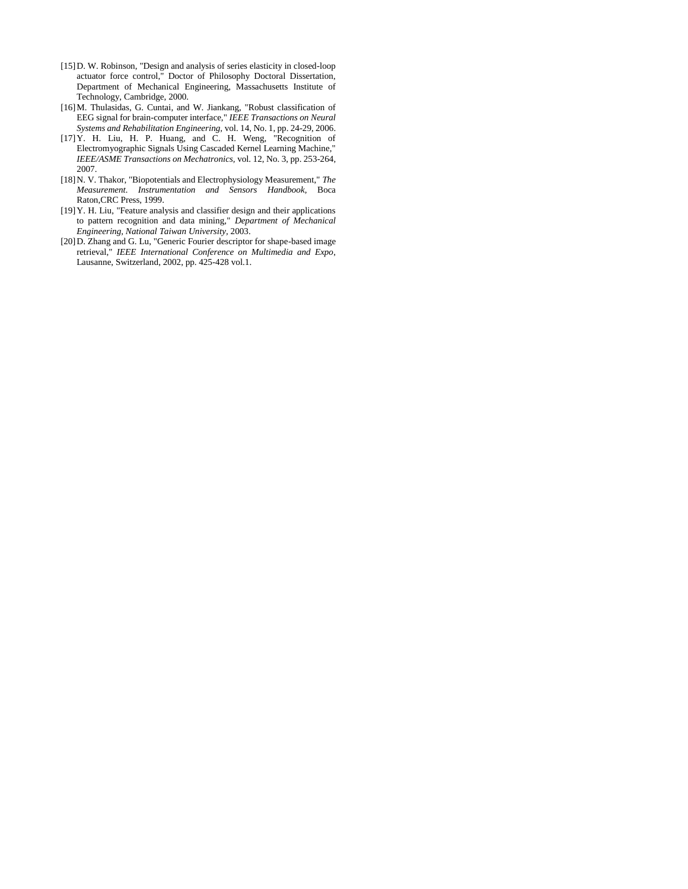[15] D. W. Robinson, "Design and analysis of series elasticity in closed-loop actuator force control," Doctor of Philosophy Doctoral Dissertation, Department of Mechanical Engineering, Massachusetts Institute of Technology, Cambridge, 2000.

[16] M. Thulasidas, G. Cuntai, and W. Jiankang, "Robust classification of EEG signal for brain-computer interface," *IEEE Transactions on Neural Systems and Rehabilitation Engineering*, vol. 14, No. 1, pp. 24-29, 2006.

[17] Y. H. Liu, H. P. Huang, and C. H. Weng, "Recognition of Electromyographic Signals Using Cascaded Kernel Learning Machine," *IEEE/ASME Transactions on Mechatronics*, vol. 12, No. 3, pp. 253-264, 2007.

[18] N. V. Thakor, "Biopotentials and Electrophysiology Measurement," *The Measurement. Instrumentation and Sensors Handbook*, Boca Raton,CRC Press, 1999.

[19] Y. H. Liu, "Feature analysis and classifier design and their applications to pattern recognition and data mining," *Department of Mechanical Engineering, National Taiwan University*, 2003.

[20] D. Zhang and G. Lu, "Generic Fourier descriptor for shape-based image retrieval," *IEEE International Conference on Multimedia and Expo*, Lausanne, Switzerland, 2002, pp. 425-428 vol.1.